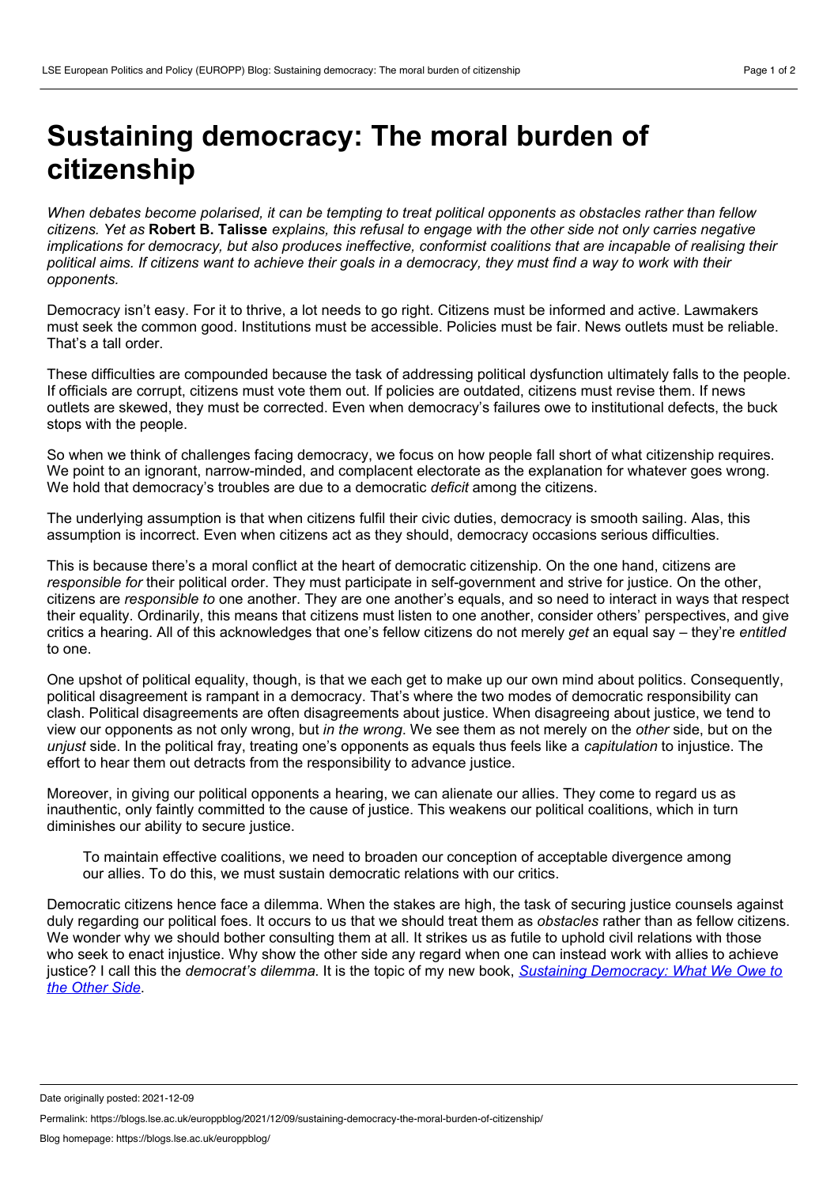# Sustaining democracy: The moral burden of citizenship

*When debates become polarised, it can be tempting to treat political opponents as obstacles rather than fellow citizens. Yet as* **Robert B. Talisse** *explains, this refusal to engage with the other side not only carries negative implications for democracy, but also produces ineffective, conformist coalitions that are incapable of realising their political aims. If citizens want to achieve their goals in a democracy, they must find a way to work with their opponents.*

Democracy isn't easy. For it to thrive, a lot needs to go right. Citizens must be informed and active. Lawmakers must seek the common good. Institutions must be accessible. Policies must be fair. News outlets must be reliable. That's a tall order.

These difficulties are compounded because the task of addressing political dysfunction ultimately falls to the people. If officials are corrupt, citizens must vote them out. If policies are outdated, citizens must revise them. If news outlets are skewed, they must be corrected. Even when democracy's failures owe to institutional defects, the buck stops with the people.

So when we think of challenges facing democracy, we focus on how people fall short of what citizenship requires. We point to an ignorant, narrow-minded, and complacent electorate as the explanation for whatever goes wrong. We hold that democracy's troubles are due to a democratic *deficit* among the citizens.

The underlying assumption is that when citizens fulfil their civic duties, democracy is smooth sailing. Alas, this assumption is incorrect. Even when citizens act as they should, democracy occasions serious difficulties.

This is because there's a moral conflict at the heart of democratic citizenship. On the one hand, citizens are *responsible for* their political order. They must participate in self-government and strive for justice. On the other, citizens are *responsible to* one another. They are one another's equals, and so need to interact in ways that respect their equality. Ordinarily, this means that citizens must listen to one another, consider others' perspectives, and give critics a hearing. All of this acknowledges that one's fellow citizens do not merely *get* an equal say – they're *entitled* to one.

One upshot of political equality, though, is that we each get to make up our own mind about politics. Consequently, political disagreement is rampant in a democracy. That's where the two modes of democratic responsibility can clash. Political disagreements are often disagreements about justice. When disagreeing about justice, we tend to view our opponents as not only wrong, but *in the wrong*. We see them as not merely on the *other* side, but on the *unjust* side. In the political fray, treating one's opponents as equals thus feels like a *capitulation* to injustice. The effort to hear them out detracts from the responsibility to advance justice.

Moreover, in giving our political opponents a hearing, we can alienate our allies. They come to regard us as inauthentic, only faintly committed to the cause of justice. This weakens our political coalitions, which in turn diminishes our ability to secure justice.

> To maintain effective coalitions, we need to broaden our conception of acceptable divergence among our allies. To do this, we must sustain democratic relations with our critics.

Democratic citizens hence face a dilemma. When the stakes are high, the task of securing justice counsels against duly regarding our political foes. It occurs to us that we should treat them as *obstacles* rather than as fellow citizens. We wonder why we should bother consulting them at all. It strikes us as futile to uphold civil relations with those who seek to enact injustice. Why show the other side any regard when one can instead work with allies to achieve justice? I call this the *democrat's dilemma*. It is the topic of my new book, *Sustaining Democracy: What We Owe to the Other Side*.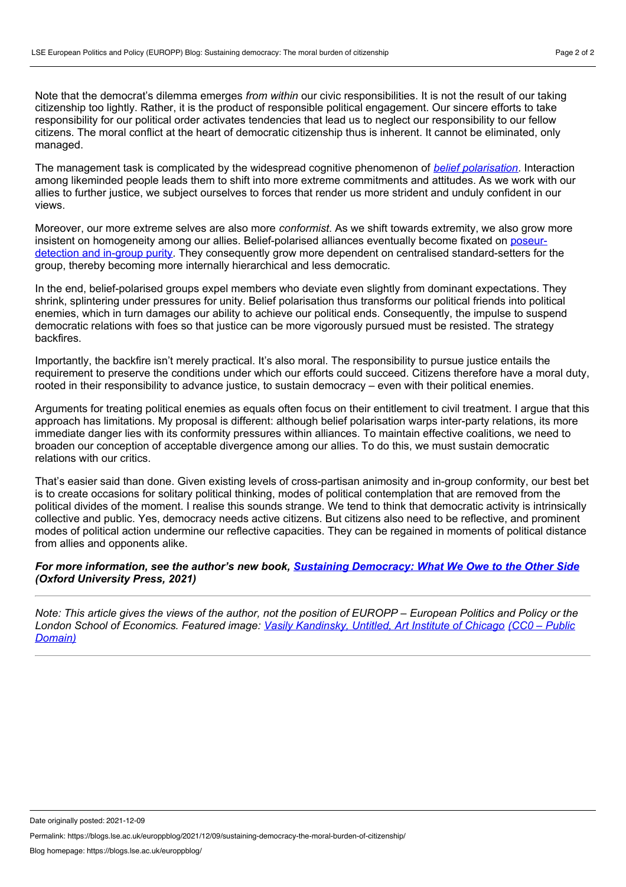Note that the democrat's dilemma emerges *from within* our civic responsibilities. It is not the result of our taking citizenship too lightly. Rather, it is the product of responsible political engagement. Our sincere efforts to take responsibility for our political order activates tendencies that lead us to neglect our responsibility to our fellow citizens. The moral conflict at the heart of democratic citizenship thus is inherent. It cannot be eliminated, only managed.

The management task is complicated by the widespread cognitive phenomenon of *belief polarisation*. Interaction among likeminded people leads them to shift into more extreme commitments and attitudes. As we work with our allies to further justice, we subject ourselves to forces that render us more strident and unduly confident in our views.

Moreover, our more extreme selves are also more *conformist*. As we shift towards extremity, we also grow more insistent on homogeneity among our allies. Belief-polarised alliances eventually become fixated on poseur-detection and in-group purity. They consequently grow more dependent on centralised standard-setters for the group, thereby becoming more internally hierarchical and less democratic.

In the end, belief-polarised groups expel members who deviate even slightly from dominant expectations. They shrink, splintering under pressures for unity. Belief polarisation thus transforms our political friends into political enemies, which in turn damages our ability to achieve our political ends. Consequently, the impulse to suspend democratic relations with foes so that justice can be more vigorously pursued must be resisted. The strategy backfires.

Importantly, the backfire isn't merely practical. It's also moral. The responsibility to pursue justice entails the requirement to preserve the conditions under which our efforts could succeed. Citizens therefore have a moral duty, rooted in their responsibility to advance justice, to sustain democracy – even with their political enemies.

Arguments for treating political enemies as equals often focus on their entitlement to civil treatment. I argue that this approach has limitations. My proposal is different: although belief polarisation warps inter-party relations, its more immediate danger lies with its conformity pressures within alliances. To maintain effective coalitions, we need to broaden our conception of acceptable divergence among our allies. To do this, we must sustain democratic relations with our critics.

That's easier said than done. Given existing levels of cross-partisan animosity and in-group conformity, our best bet is to create occasions for solitary political thinking, modes of political contemplation that are removed from the political divides of the moment. I realise this sounds strange. We tend to think that democratic activity is intrinsically collective and public. Yes, democracy needs active citizens. But citizens also need to be reflective, and prominent modes of political action undermine our reflective capacities. They can be regained in moments of political distance from allies and opponents alike.

***For more information, see the author's new book, Sustaining Democracy: What We Owe to the Other Side (Oxford University Press, 2021)***

---

*Note: This article gives the views of the author, not the position of EUROPP – European Politics and Policy or the London School of Economics. Featured image: Vasily Kandinsky, Untitled, Art Institute of Chicago (CC0 – Public Domain)*

---

Date originally posted: 2021-12-09

Permalink: https://blogs.lse.ac.uk/europpblog/2021/12/09/sustaining-democracy-the-moral-burden-of-citizenship/

Blog homepage: https://blogs.lse.ac.uk/europpblog/